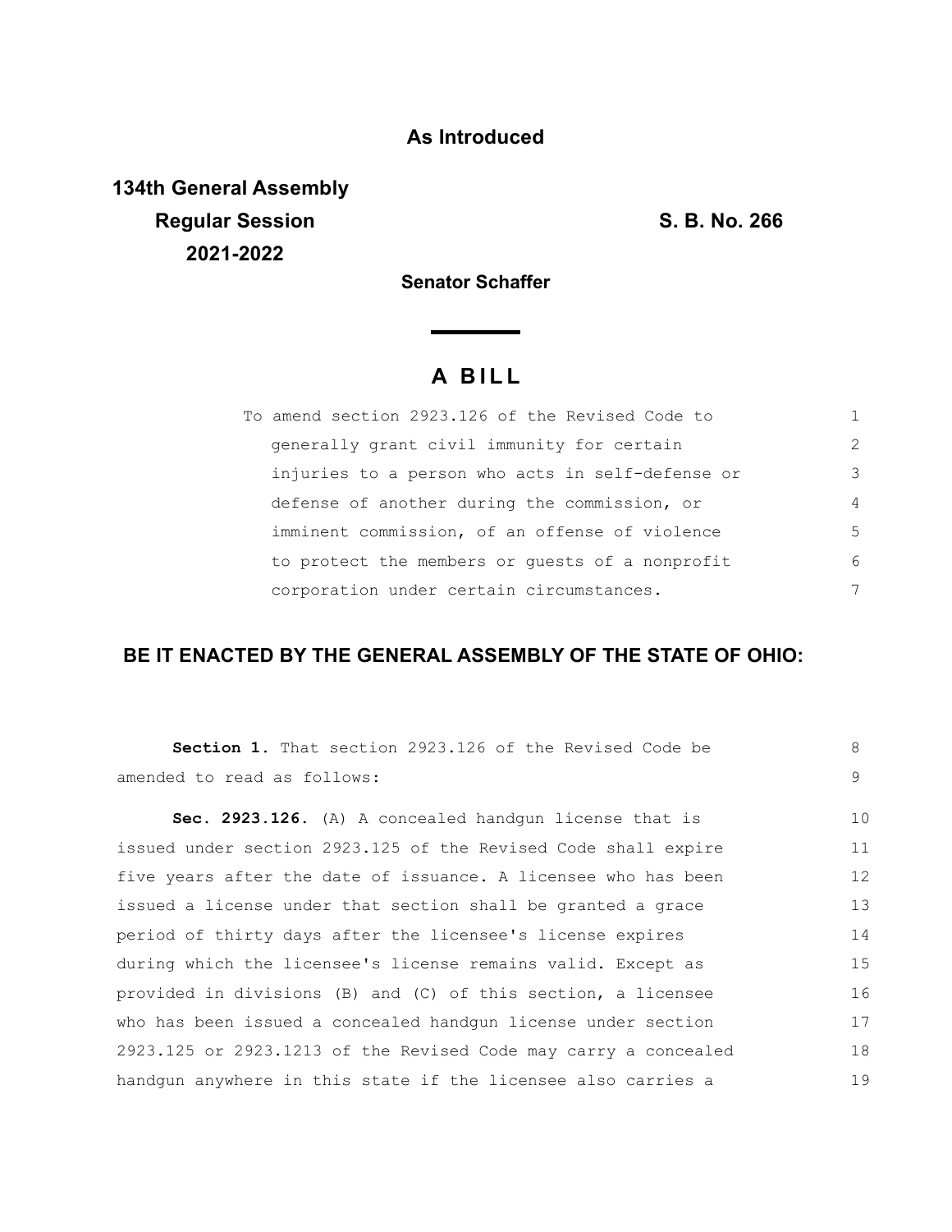**As Introduced**

**134th General Assembly**
**Regular Session**
**2021-2022**

**S. B. No. 266**

**Senator Schaffer**

# A BILL

To amend section 2923.126 of the Revised Code to generally grant civil immunity for certain injuries to a person who acts in self-defense or defense of another during the commission, or imminent commission, of an offense of violence to protect the members or guests of a nonprofit corporation under certain circumstances.

**BE IT ENACTED BY THE GENERAL ASSEMBLY OF THE STATE OF OHIO:**

**Section 1.** That section 2923.126 of the Revised Code be amended to read as follows:

**Sec. 2923.126.** (A) A concealed handgun license that is issued under section 2923.125 of the Revised Code shall expire five years after the date of issuance. A licensee who has been issued a license under that section shall be granted a grace period of thirty days after the licensee's license expires during which the licensee's license remains valid. Except as provided in divisions (B) and (C) of this section, a licensee who has been issued a concealed handgun license under section 2923.125 or 2923.1213 of the Revised Code may carry a concealed handgun anywhere in this state if the licensee also carries a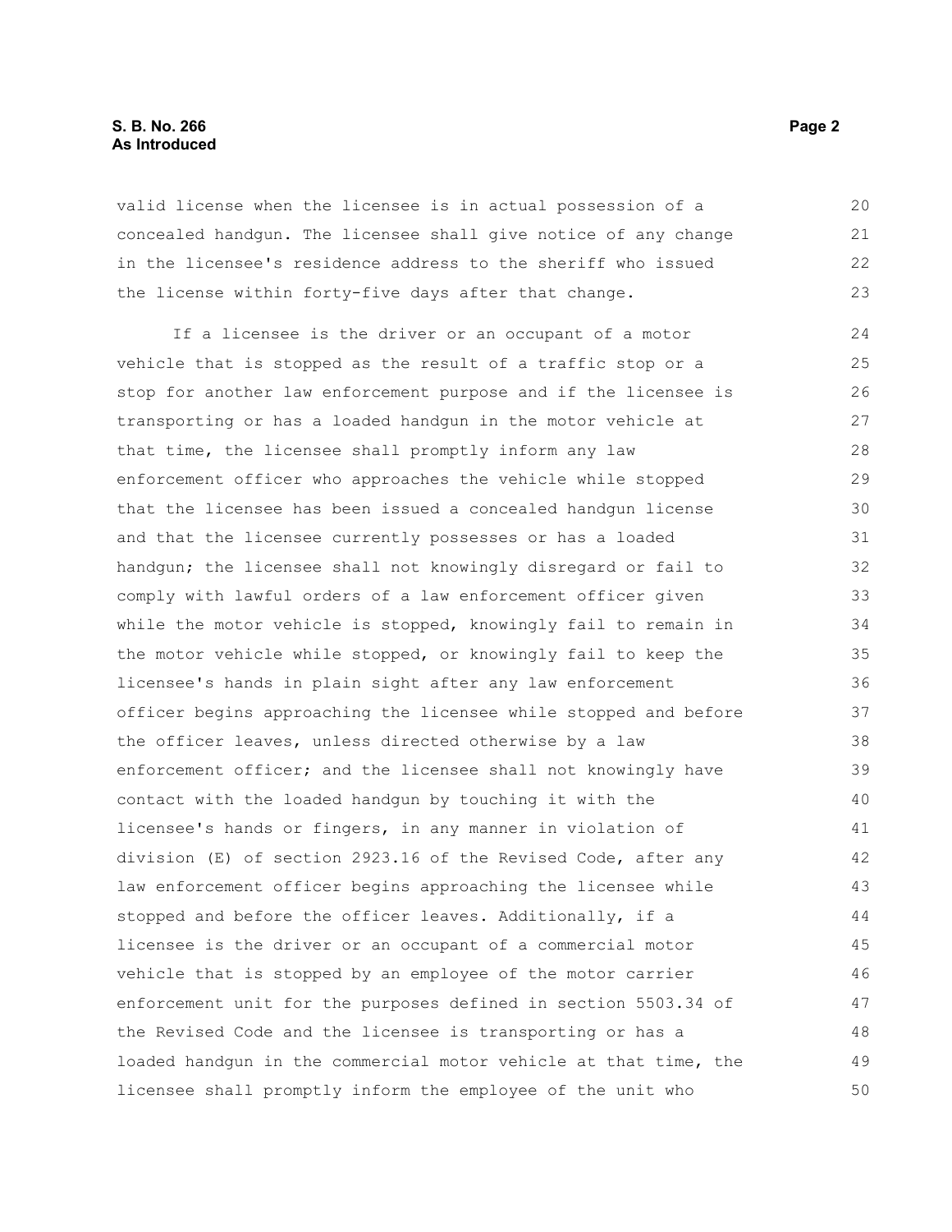valid license when the licensee is in actual possession of a concealed handgun. The licensee shall give notice of any change in the licensee's residence address to the sheriff who issued the license within forty-five days after that change.

If a licensee is the driver or an occupant of a motor vehicle that is stopped as the result of a traffic stop or a stop for another law enforcement purpose and if the licensee is transporting or has a loaded handgun in the motor vehicle at that time, the licensee shall promptly inform any law enforcement officer who approaches the vehicle while stopped that the licensee has been issued a concealed handgun license and that the licensee currently possesses or has a loaded handgun; the licensee shall not knowingly disregard or fail to comply with lawful orders of a law enforcement officer given while the motor vehicle is stopped, knowingly fail to remain in the motor vehicle while stopped, or knowingly fail to keep the licensee's hands in plain sight after any law enforcement officer begins approaching the licensee while stopped and before the officer leaves, unless directed otherwise by a law enforcement officer; and the licensee shall not knowingly have contact with the loaded handgun by touching it with the licensee's hands or fingers, in any manner in violation of division (E) of section 2923.16 of the Revised Code, after any law enforcement officer begins approaching the licensee while stopped and before the officer leaves. Additionally, if a licensee is the driver or an occupant of a commercial motor vehicle that is stopped by an employee of the motor carrier enforcement unit for the purposes defined in section 5503.34 of the Revised Code and the licensee is transporting or has a loaded handgun in the commercial motor vehicle at that time, the licensee shall promptly inform the employee of the unit who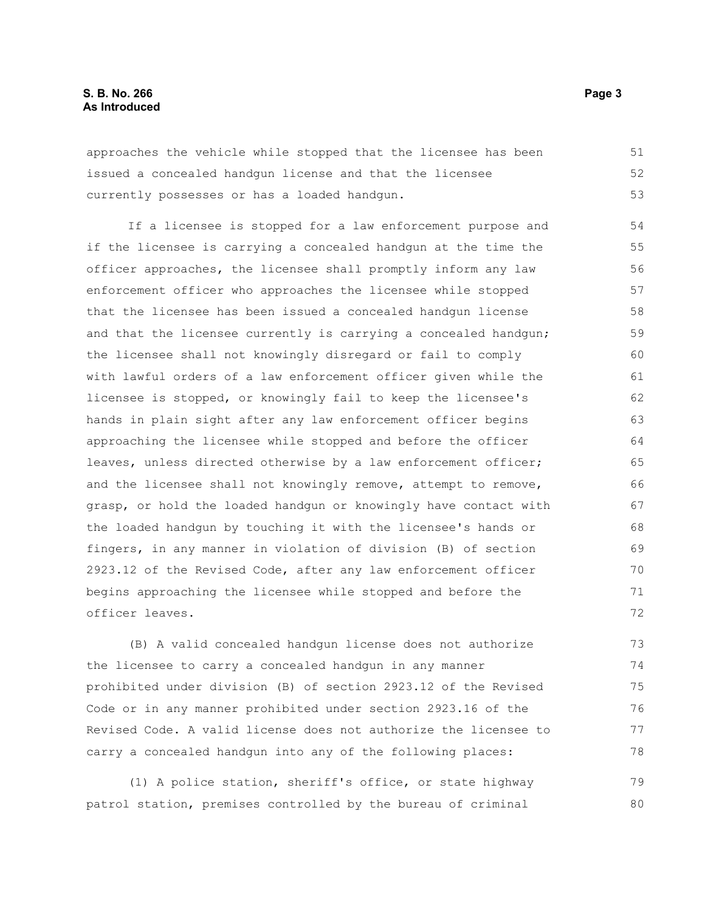approaches the vehicle while stopped that the licensee has been issued a concealed handgun license and that the licensee currently possesses or has a loaded handgun.

If a licensee is stopped for a law enforcement purpose and if the licensee is carrying a concealed handgun at the time the officer approaches, the licensee shall promptly inform any law enforcement officer who approaches the licensee while stopped that the licensee has been issued a concealed handgun license and that the licensee currently is carrying a concealed handgun; the licensee shall not knowingly disregard or fail to comply with lawful orders of a law enforcement officer given while the licensee is stopped, or knowingly fail to keep the licensee's hands in plain sight after any law enforcement officer begins approaching the licensee while stopped and before the officer leaves, unless directed otherwise by a law enforcement officer; and the licensee shall not knowingly remove, attempt to remove, grasp, or hold the loaded handgun or knowingly have contact with the loaded handgun by touching it with the licensee's hands or fingers, in any manner in violation of division (B) of section 2923.12 of the Revised Code, after any law enforcement officer begins approaching the licensee while stopped and before the officer leaves.

(B) A valid concealed handgun license does not authorize the licensee to carry a concealed handgun in any manner prohibited under division (B) of section 2923.12 of the Revised Code or in any manner prohibited under section 2923.16 of the Revised Code. A valid license does not authorize the licensee to carry a concealed handgun into any of the following places:

(1) A police station, sheriff's office, or state highway patrol station, premises controlled by the bureau of criminal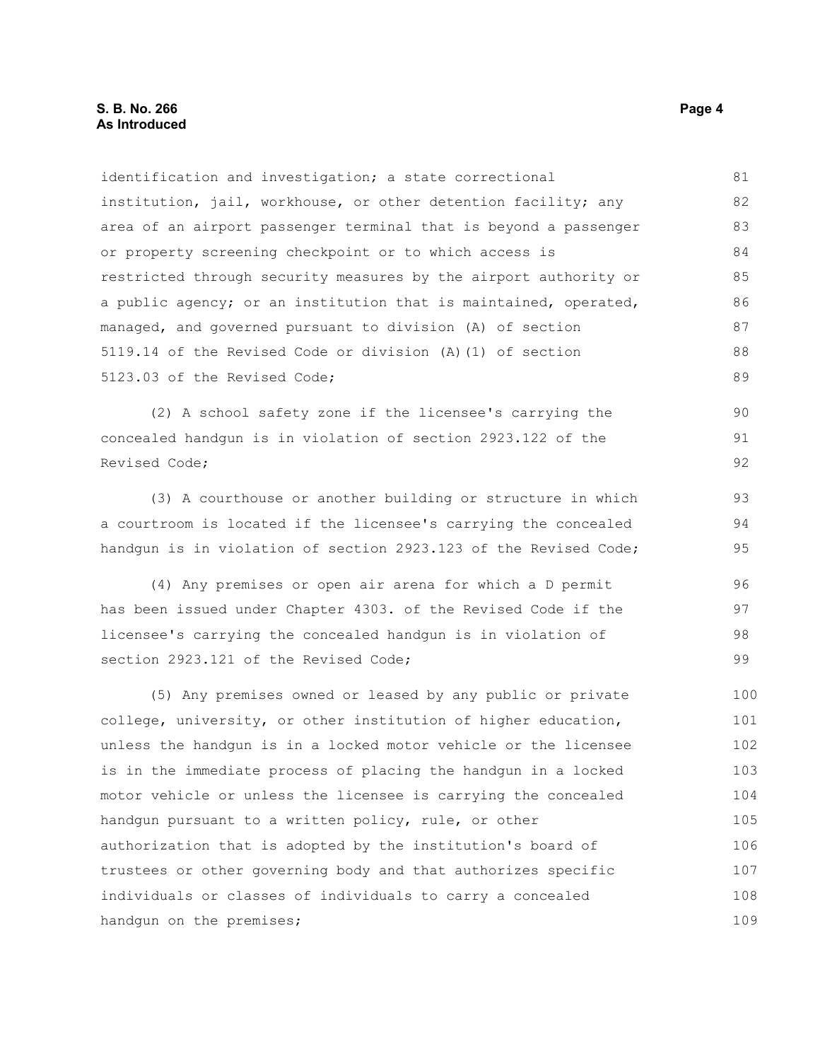identification and investigation; a state correctional institution, jail, workhouse, or other detention facility; any area of an airport passenger terminal that is beyond a passenger or property screening checkpoint or to which access is restricted through security measures by the airport authority or a public agency; or an institution that is maintained, operated, managed, and governed pursuant to division (A) of section 5119.14 of the Revised Code or division (A)(1) of section 5123.03 of the Revised Code;

(2) A school safety zone if the licensee's carrying the concealed handgun is in violation of section 2923.122 of the Revised Code;

(3) A courthouse or another building or structure in which a courtroom is located if the licensee's carrying the concealed handgun is in violation of section 2923.123 of the Revised Code;

(4) Any premises or open air arena for which a D permit has been issued under Chapter 4303. of the Revised Code if the licensee's carrying the concealed handgun is in violation of section 2923.121 of the Revised Code;

(5) Any premises owned or leased by any public or private college, university, or other institution of higher education, unless the handgun is in a locked motor vehicle or the licensee is in the immediate process of placing the handgun in a locked motor vehicle or unless the licensee is carrying the concealed handgun pursuant to a written policy, rule, or other authorization that is adopted by the institution's board of trustees or other governing body and that authorizes specific individuals or classes of individuals to carry a concealed handgun on the premises;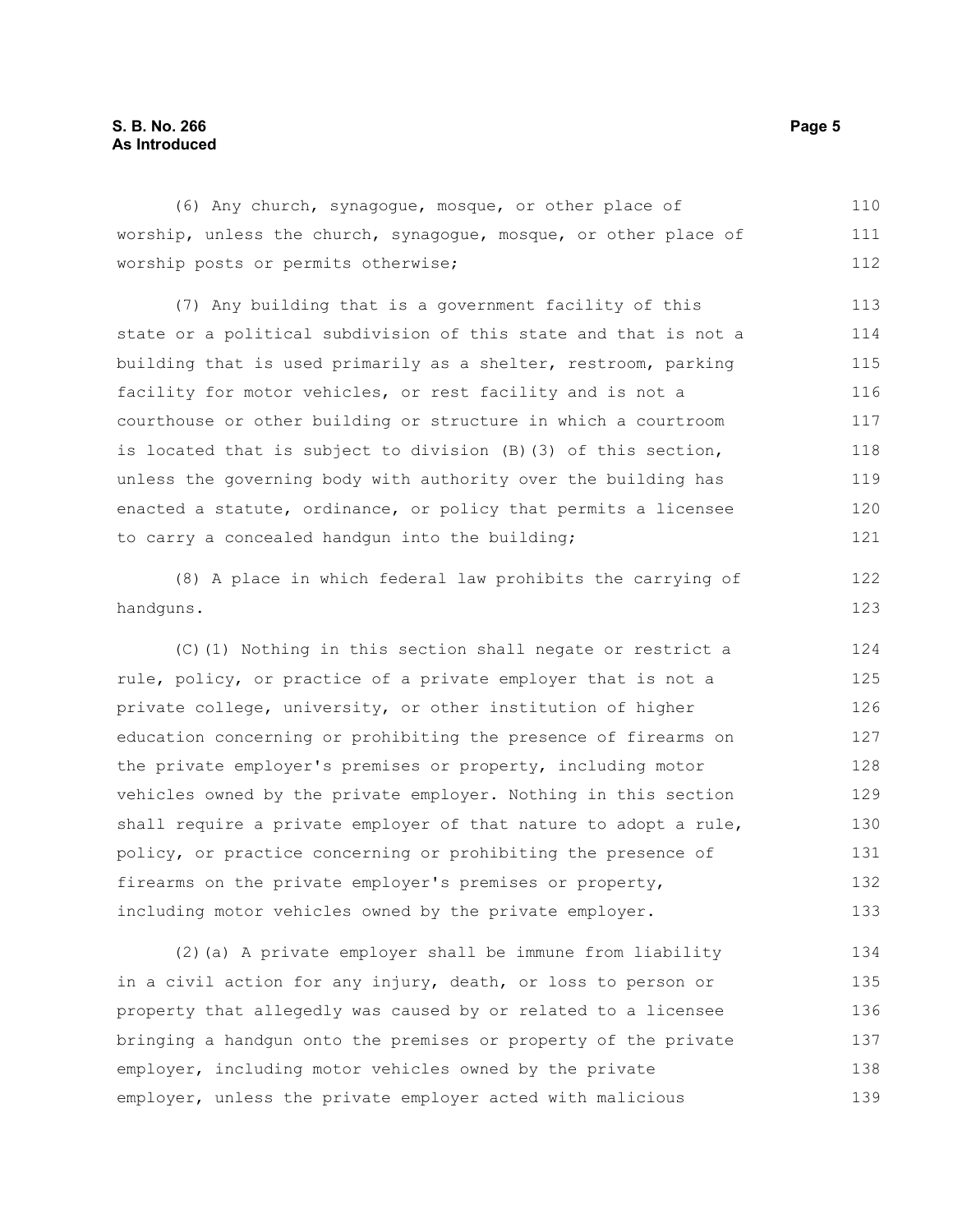(6) Any church, synagogue, mosque, or other place of worship, unless the church, synagogue, mosque, or other place of worship posts or permits otherwise;

(7) Any building that is a government facility of this state or a political subdivision of this state and that is not a building that is used primarily as a shelter, restroom, parking facility for motor vehicles, or rest facility and is not a courthouse or other building or structure in which a courtroom is located that is subject to division (B)(3) of this section, unless the governing body with authority over the building has enacted a statute, ordinance, or policy that permits a licensee to carry a concealed handgun into the building;

(8) A place in which federal law prohibits the carrying of handguns.

(C)(1) Nothing in this section shall negate or restrict a rule, policy, or practice of a private employer that is not a private college, university, or other institution of higher education concerning or prohibiting the presence of firearms on the private employer's premises or property, including motor vehicles owned by the private employer. Nothing in this section shall require a private employer of that nature to adopt a rule, policy, or practice concerning or prohibiting the presence of firearms on the private employer's premises or property, including motor vehicles owned by the private employer.

(2)(a) A private employer shall be immune from liability in a civil action for any injury, death, or loss to person or property that allegedly was caused by or related to a licensee bringing a handgun onto the premises or property of the private employer, including motor vehicles owned by the private employer, unless the private employer acted with malicious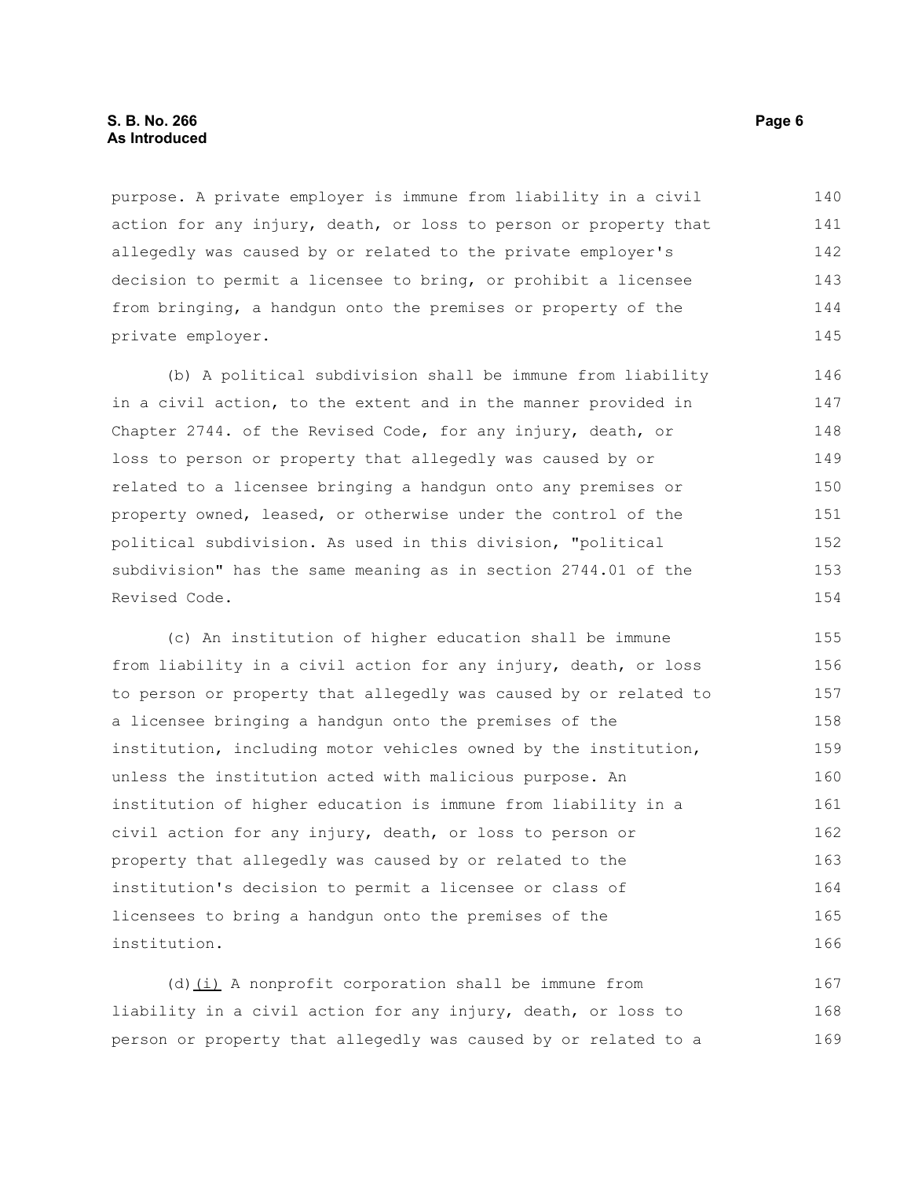purpose. A private employer is immune from liability in a civil action for any injury, death, or loss to person or property that allegedly was caused by or related to the private employer's decision to permit a licensee to bring, or prohibit a licensee from bringing, a handgun onto the premises or property of the private employer.

(b) A political subdivision shall be immune from liability in a civil action, to the extent and in the manner provided in Chapter 2744. of the Revised Code, for any injury, death, or loss to person or property that allegedly was caused by or related to a licensee bringing a handgun onto any premises or property owned, leased, or otherwise under the control of the political subdivision. As used in this division, "political subdivision" has the same meaning as in section 2744.01 of the Revised Code.

(c) An institution of higher education shall be immune from liability in a civil action for any injury, death, or loss to person or property that allegedly was caused by or related to a licensee bringing a handgun onto the premises of the institution, including motor vehicles owned by the institution, unless the institution acted with malicious purpose. An institution of higher education is immune from liability in a civil action for any injury, death, or loss to person or property that allegedly was caused by or related to the institution's decision to permit a licensee or class of licensees to bring a handgun onto the premises of the institution.

(d)(i) A nonprofit corporation shall be immune from liability in a civil action for any injury, death, or loss to person or property that allegedly was caused by or related to a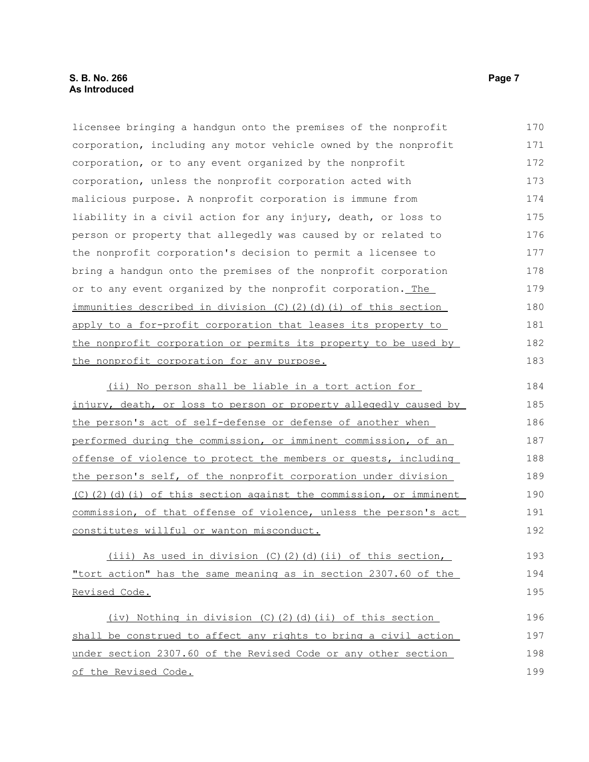licensee bringing a handgun onto the premises of the nonprofit corporation, including any motor vehicle owned by the nonprofit corporation, or to any event organized by the nonprofit corporation, unless the nonprofit corporation acted with malicious purpose. A nonprofit corporation is immune from liability in a civil action for any injury, death, or loss to person or property that allegedly was caused by or related to the nonprofit corporation's decision to permit a licensee to bring a handgun onto the premises of the nonprofit corporation or to any event organized by the nonprofit corporation. The immunities described in division (C)(2)(d)(i) of this section apply to a for-profit corporation that leases its property to the nonprofit corporation or permits its property to be used by the nonprofit corporation for any purpose.

(ii) No person shall be liable in a tort action for injury, death, or loss to person or property allegedly caused by the person's act of self-defense or defense of another when performed during the commission, or imminent commission, of an offense of violence to protect the members or guests, including the person's self, of the nonprofit corporation under division (C)(2)(d)(i) of this section against the commission, or imminent commission, of that offense of violence, unless the person's act constitutes willful or wanton misconduct.

(iii) As used in division (C)(2)(d)(ii) of this section, "tort action" has the same meaning as in section 2307.60 of the Revised Code.

(iv) Nothing in division (C)(2)(d)(ii) of this section shall be construed to affect any rights to bring a civil action under section 2307.60 of the Revised Code or any other section of the Revised Code.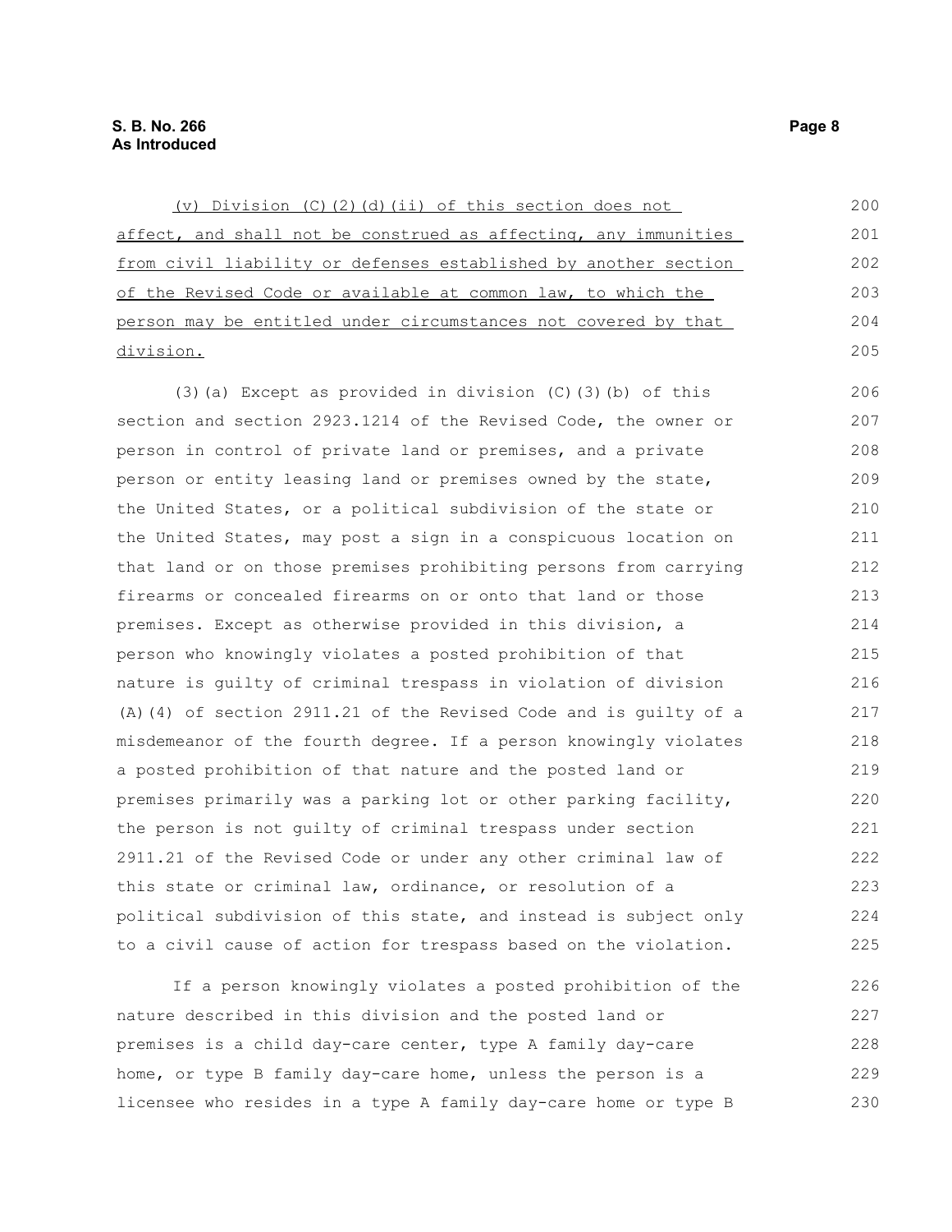(v) Division (C)(2)(d)(ii) of this section does not affect, and shall not be construed as affecting, any immunities from civil liability or defenses established by another section of the Revised Code or available at common law, to which the person may be entitled under circumstances not covered by that division.

(3)(a) Except as provided in division (C)(3)(b) of this section and section 2923.1214 of the Revised Code, the owner or person in control of private land or premises, and a private person or entity leasing land or premises owned by the state, the United States, or a political subdivision of the state or the United States, may post a sign in a conspicuous location on that land or on those premises prohibiting persons from carrying firearms or concealed firearms on or onto that land or those premises. Except as otherwise provided in this division, a person who knowingly violates a posted prohibition of that nature is guilty of criminal trespass in violation of division (A)(4) of section 2911.21 of the Revised Code and is guilty of a misdemeanor of the fourth degree. If a person knowingly violates a posted prohibition of that nature and the posted land or premises primarily was a parking lot or other parking facility, the person is not guilty of criminal trespass under section 2911.21 of the Revised Code or under any other criminal law of this state or criminal law, ordinance, or resolution of a political subdivision of this state, and instead is subject only to a civil cause of action for trespass based on the violation.

If a person knowingly violates a posted prohibition of the nature described in this division and the posted land or premises is a child day-care center, type A family day-care home, or type B family day-care home, unless the person is a licensee who resides in a type A family day-care home or type B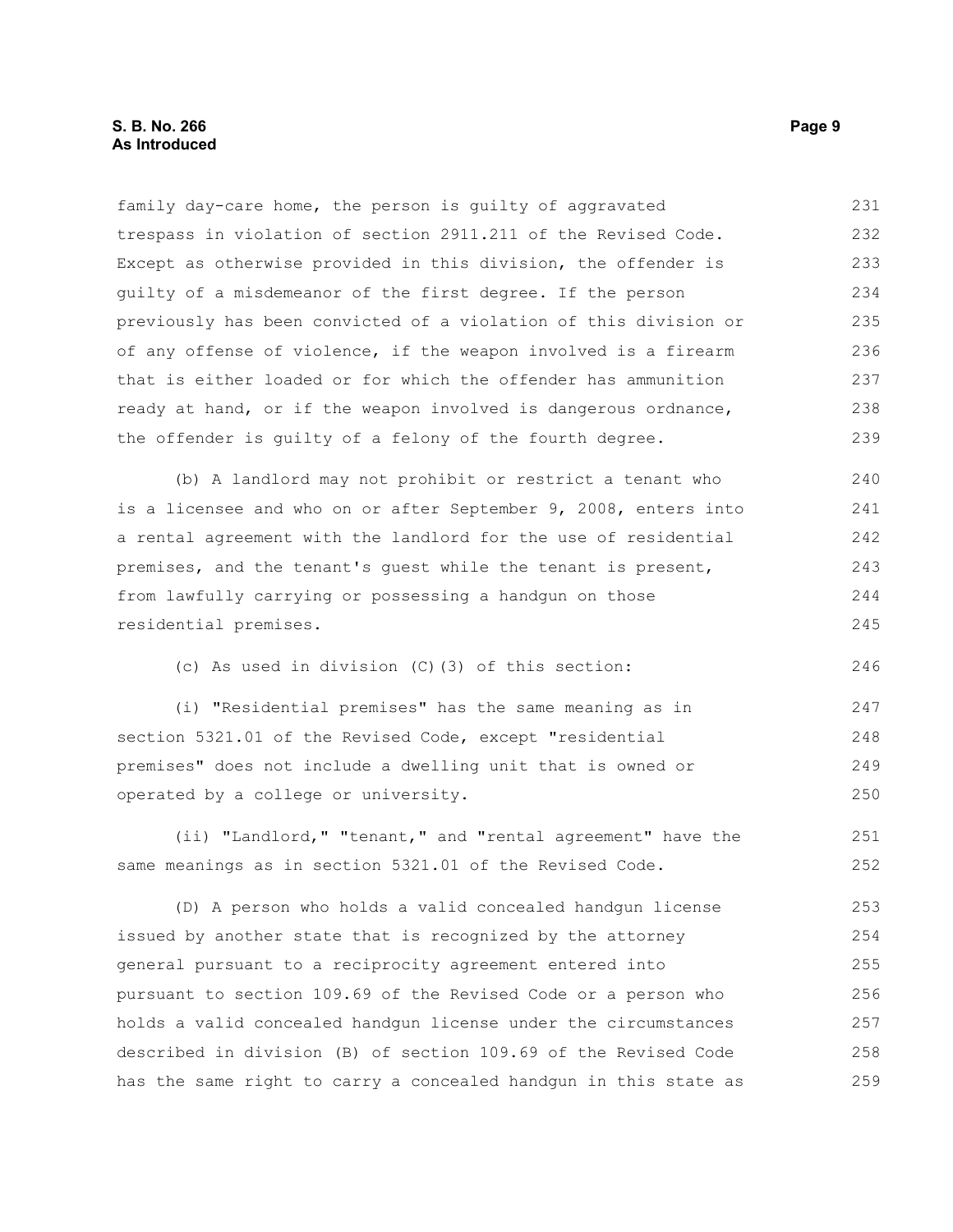family day-care home, the person is guilty of aggravated trespass in violation of section 2911.211 of the Revised Code. Except as otherwise provided in this division, the offender is guilty of a misdemeanor of the first degree. If the person previously has been convicted of a violation of this division or of any offense of violence, if the weapon involved is a firearm that is either loaded or for which the offender has ammunition ready at hand, or if the weapon involved is dangerous ordnance, the offender is guilty of a felony of the fourth degree.

(b) A landlord may not prohibit or restrict a tenant who is a licensee and who on or after September 9, 2008, enters into a rental agreement with the landlord for the use of residential premises, and the tenant's guest while the tenant is present, from lawfully carrying or possessing a handgun on those residential premises.

(c) As used in division (C)(3) of this section:

(i) "Residential premises" has the same meaning as in section 5321.01 of the Revised Code, except "residential premises" does not include a dwelling unit that is owned or operated by a college or university.

(ii) "Landlord," "tenant," and "rental agreement" have the same meanings as in section 5321.01 of the Revised Code.

(D) A person who holds a valid concealed handgun license issued by another state that is recognized by the attorney general pursuant to a reciprocity agreement entered into pursuant to section 109.69 of the Revised Code or a person who holds a valid concealed handgun license under the circumstances described in division (B) of section 109.69 of the Revised Code has the same right to carry a concealed handgun in this state as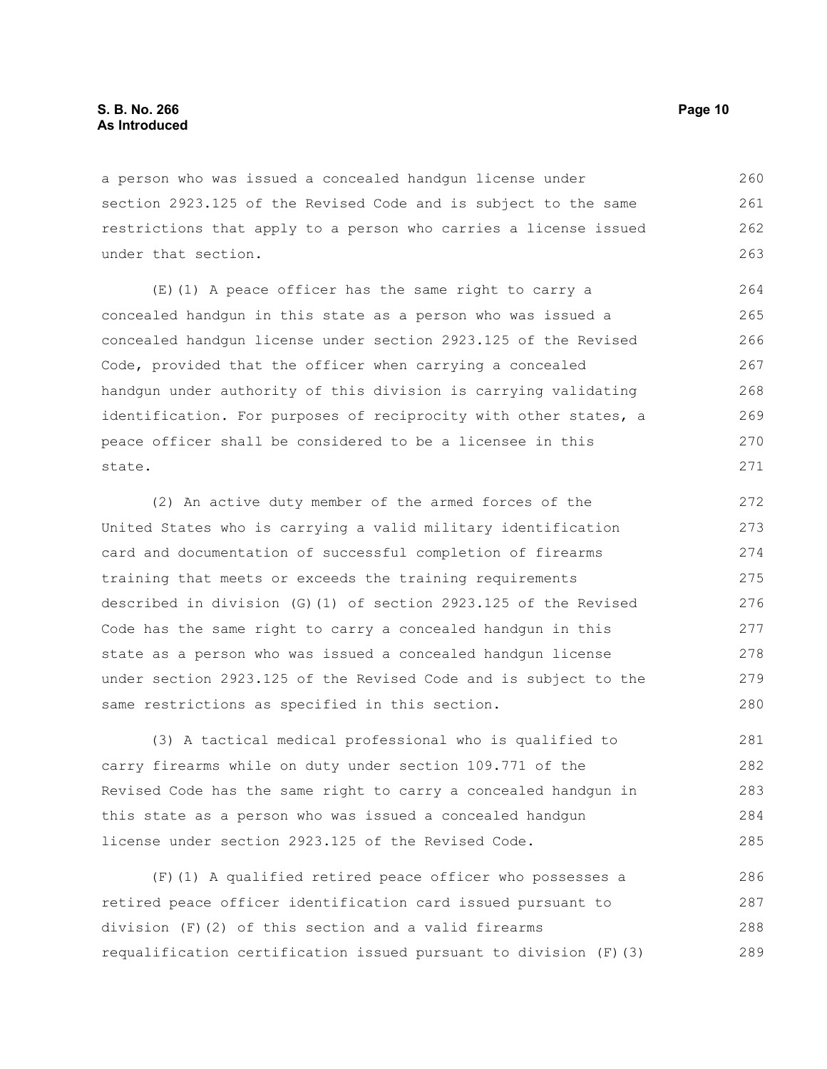a person who was issued a concealed handgun license under section 2923.125 of the Revised Code and is subject to the same restrictions that apply to a person who carries a license issued under that section.

(E)(1) A peace officer has the same right to carry a concealed handgun in this state as a person who was issued a concealed handgun license under section 2923.125 of the Revised Code, provided that the officer when carrying a concealed handgun under authority of this division is carrying validating identification. For purposes of reciprocity with other states, a peace officer shall be considered to be a licensee in this state.

(2) An active duty member of the armed forces of the United States who is carrying a valid military identification card and documentation of successful completion of firearms training that meets or exceeds the training requirements described in division (G)(1) of section 2923.125 of the Revised Code has the same right to carry a concealed handgun in this state as a person who was issued a concealed handgun license under section 2923.125 of the Revised Code and is subject to the same restrictions as specified in this section.

(3) A tactical medical professional who is qualified to carry firearms while on duty under section 109.771 of the Revised Code has the same right to carry a concealed handgun in this state as a person who was issued a concealed handgun license under section 2923.125 of the Revised Code.

(F)(1) A qualified retired peace officer who possesses a retired peace officer identification card issued pursuant to division (F)(2) of this section and a valid firearms requalification certification issued pursuant to division (F)(3)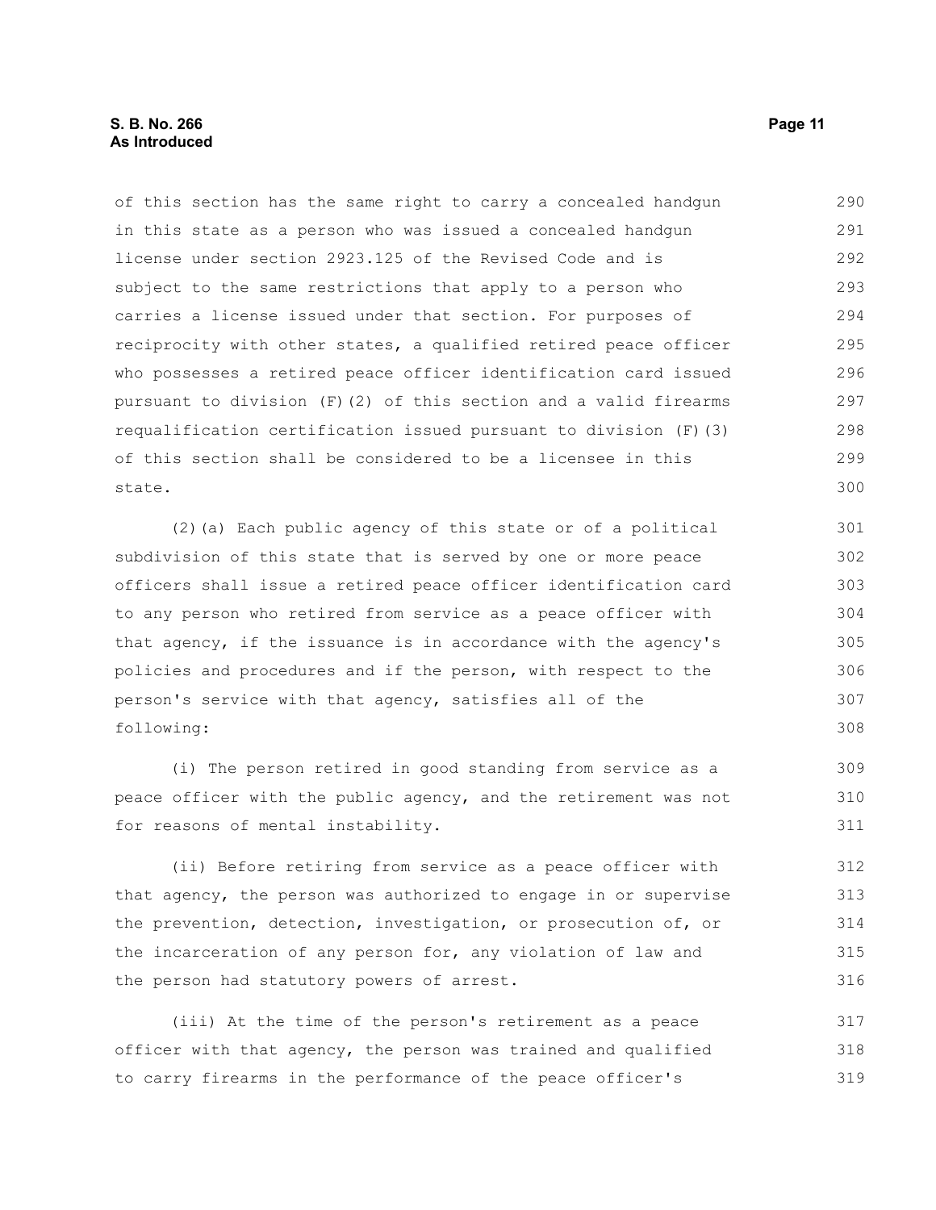of this section has the same right to carry a concealed handgun in this state as a person who was issued a concealed handgun license under section 2923.125 of the Revised Code and is subject to the same restrictions that apply to a person who carries a license issued under that section. For purposes of reciprocity with other states, a qualified retired peace officer who possesses a retired peace officer identification card issued pursuant to division (F)(2) of this section and a valid firearms requalification certification issued pursuant to division (F)(3) of this section shall be considered to be a licensee in this state.

(2)(a) Each public agency of this state or of a political subdivision of this state that is served by one or more peace officers shall issue a retired peace officer identification card to any person who retired from service as a peace officer with that agency, if the issuance is in accordance with the agency's policies and procedures and if the person, with respect to the person's service with that agency, satisfies all of the following:

(i) The person retired in good standing from service as a peace officer with the public agency, and the retirement was not for reasons of mental instability.

(ii) Before retiring from service as a peace officer with that agency, the person was authorized to engage in or supervise the prevention, detection, investigation, or prosecution of, or the incarceration of any person for, any violation of law and the person had statutory powers of arrest.

(iii) At the time of the person's retirement as a peace officer with that agency, the person was trained and qualified to carry firearms in the performance of the peace officer's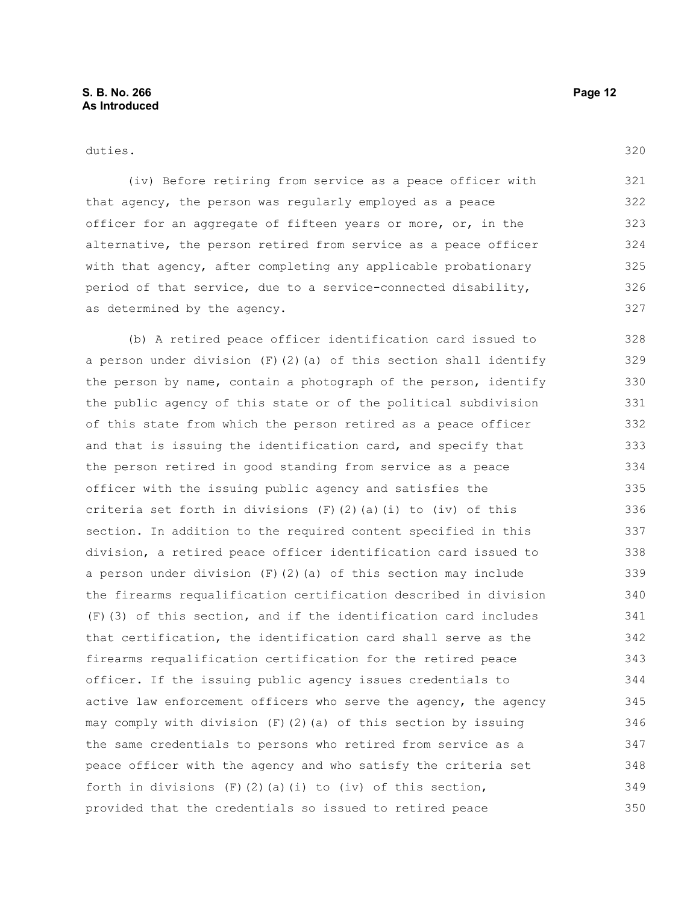duties.

(iv) Before retiring from service as a peace officer with that agency, the person was regularly employed as a peace officer for an aggregate of fifteen years or more, or, in the alternative, the person retired from service as a peace officer with that agency, after completing any applicable probationary period of that service, due to a service-connected disability, as determined by the agency.

(b) A retired peace officer identification card issued to a person under division (F)(2)(a) of this section shall identify the person by name, contain a photograph of the person, identify the public agency of this state or of the political subdivision of this state from which the person retired as a peace officer and that is issuing the identification card, and specify that the person retired in good standing from service as a peace officer with the issuing public agency and satisfies the criteria set forth in divisions (F)(2)(a)(i) to (iv) of this section. In addition to the required content specified in this division, a retired peace officer identification card issued to a person under division (F)(2)(a) of this section may include the firearms requalification certification described in division (F)(3) of this section, and if the identification card includes that certification, the identification card shall serve as the firearms requalification certification for the retired peace officer. If the issuing public agency issues credentials to active law enforcement officers who serve the agency, the agency may comply with division (F)(2)(a) of this section by issuing the same credentials to persons who retired from service as a peace officer with the agency and who satisfy the criteria set forth in divisions (F)(2)(a)(i) to (iv) of this section, provided that the credentials so issued to retired peace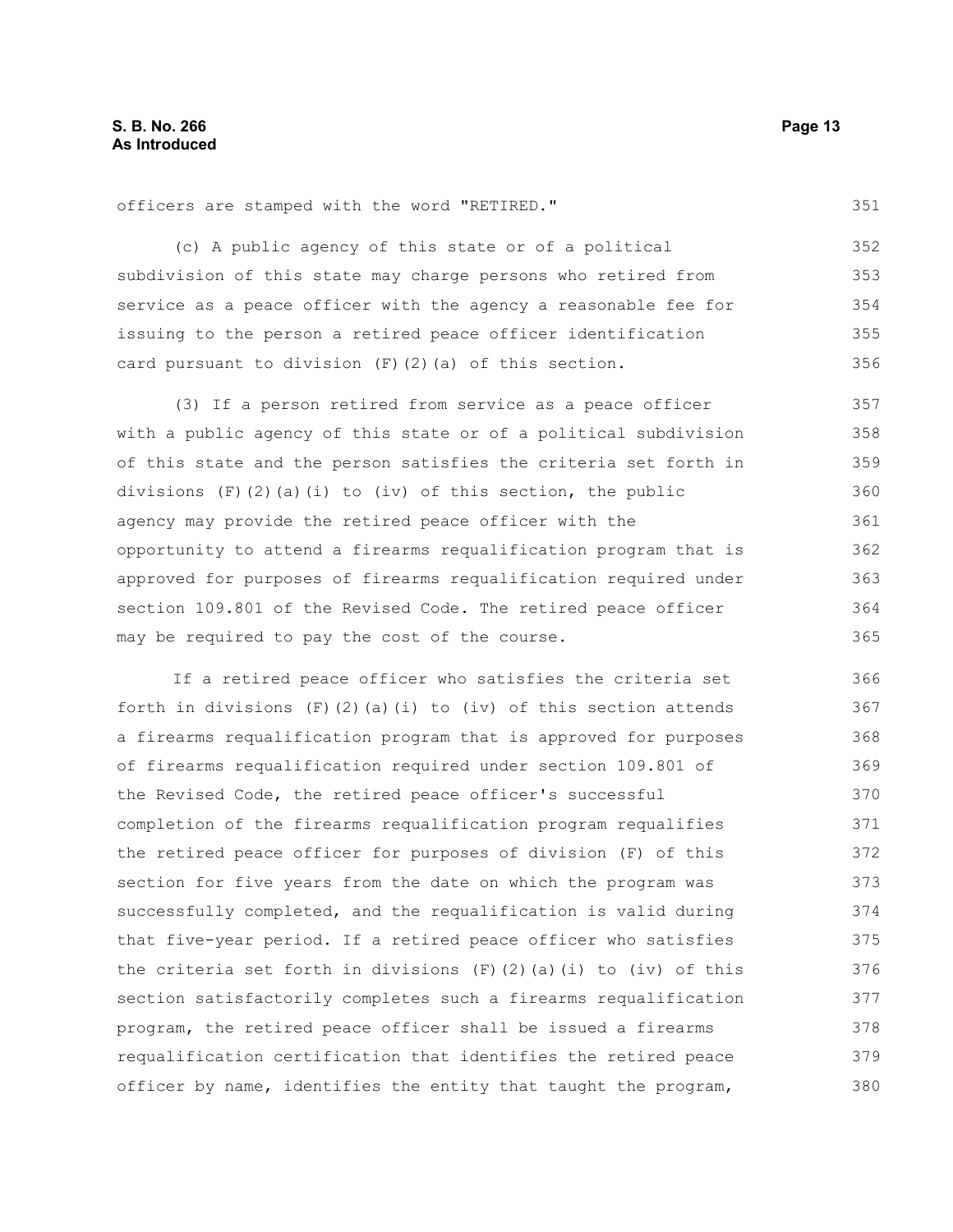officers are stamped with the word "RETIRED."

(c) A public agency of this state or of a political subdivision of this state may charge persons who retired from service as a peace officer with the agency a reasonable fee for issuing to the person a retired peace officer identification card pursuant to division (F)(2)(a) of this section.

(3) If a person retired from service as a peace officer with a public agency of this state or of a political subdivision of this state and the person satisfies the criteria set forth in divisions (F)(2)(a)(i) to (iv) of this section, the public agency may provide the retired peace officer with the opportunity to attend a firearms requalification program that is approved for purposes of firearms requalification required under section 109.801 of the Revised Code. The retired peace officer may be required to pay the cost of the course.

If a retired peace officer who satisfies the criteria set forth in divisions (F)(2)(a)(i) to (iv) of this section attends a firearms requalification program that is approved for purposes of firearms requalification required under section 109.801 of the Revised Code, the retired peace officer's successful completion of the firearms requalification program requalifies the retired peace officer for purposes of division (F) of this section for five years from the date on which the program was successfully completed, and the requalification is valid during that five-year period. If a retired peace officer who satisfies the criteria set forth in divisions (F)(2)(a)(i) to (iv) of this section satisfactorily completes such a firearms requalification program, the retired peace officer shall be issued a firearms requalification certification that identifies the retired peace officer by name, identifies the entity that taught the program,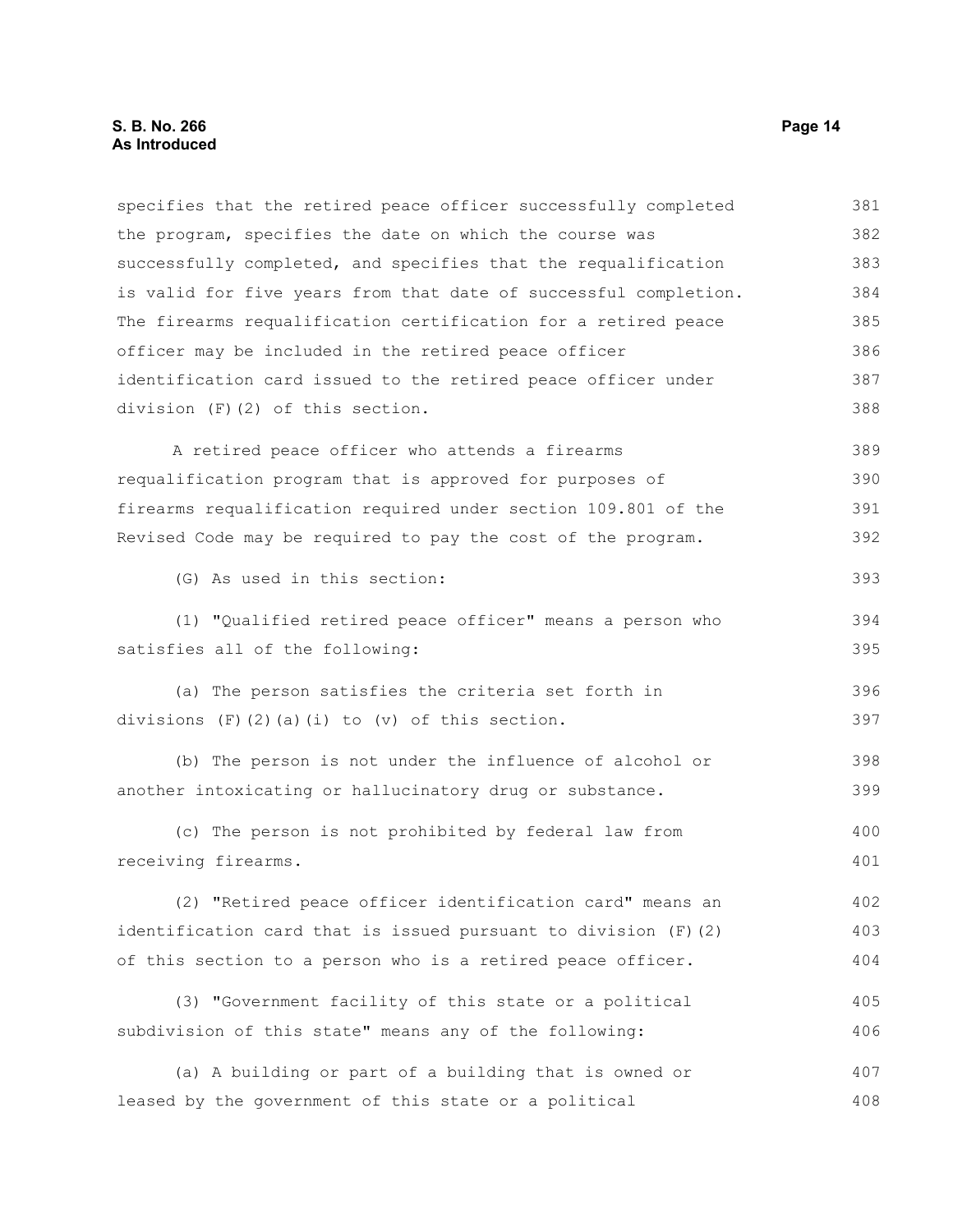specifies that the retired peace officer successfully completed the program, specifies the date on which the course was successfully completed, and specifies that the requalification is valid for five years from that date of successful completion. The firearms requalification certification for a retired peace officer may be included in the retired peace officer identification card issued to the retired peace officer under division (F)(2) of this section.

A retired peace officer who attends a firearms requalification program that is approved for purposes of firearms requalification required under section 109.801 of the Revised Code may be required to pay the cost of the program.

(G) As used in this section:

(1) "Qualified retired peace officer" means a person who satisfies all of the following:

(a) The person satisfies the criteria set forth in divisions (F)(2)(a)(i) to (v) of this section.

(b) The person is not under the influence of alcohol or another intoxicating or hallucinatory drug or substance.

(c) The person is not prohibited by federal law from receiving firearms.

(2) "Retired peace officer identification card" means an identification card that is issued pursuant to division (F)(2) of this section to a person who is a retired peace officer.

(3) "Government facility of this state or a political subdivision of this state" means any of the following:

(a) A building or part of a building that is owned or leased by the government of this state or a political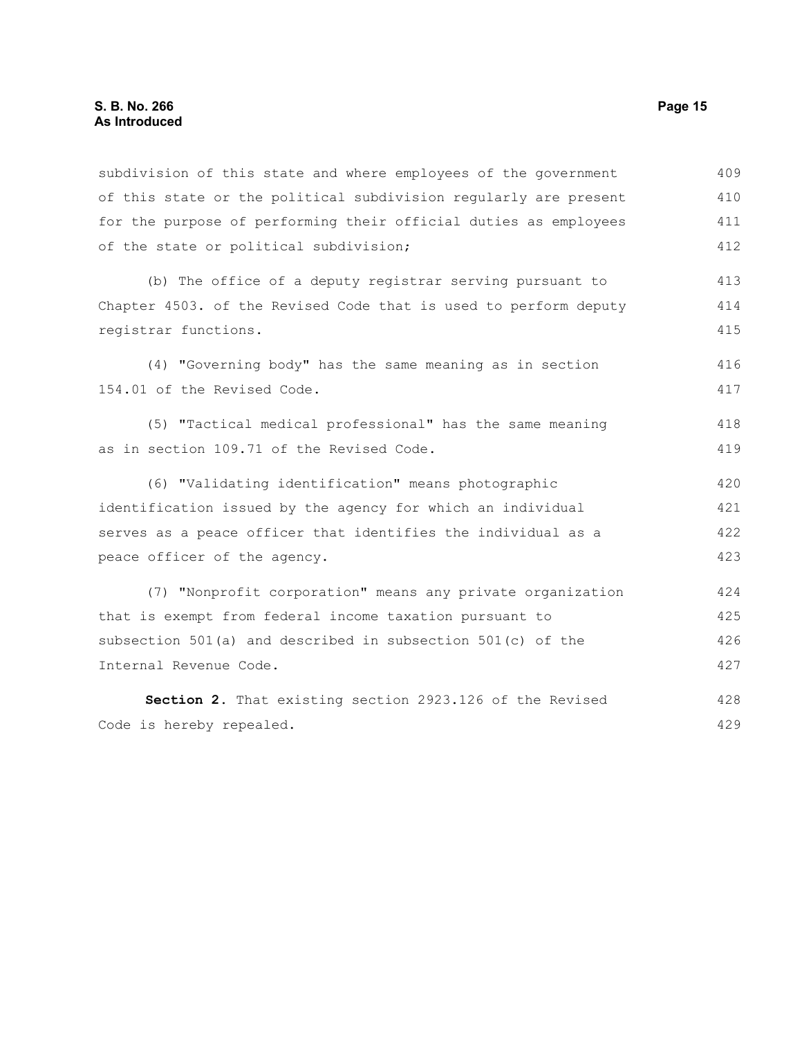subdivision of this state and where employees of the government of this state or the political subdivision regularly are present for the purpose of performing their official duties as employees of the state or political subdivision;

(b) The office of a deputy registrar serving pursuant to Chapter 4503. of the Revised Code that is used to perform deputy registrar functions.

(4) "Governing body" has the same meaning as in section 154.01 of the Revised Code.

(5) "Tactical medical professional" has the same meaning as in section 109.71 of the Revised Code.

(6) "Validating identification" means photographic identification issued by the agency for which an individual serves as a peace officer that identifies the individual as a peace officer of the agency.

(7) "Nonprofit corporation" means any private organization that is exempt from federal income taxation pursuant to subsection 501(a) and described in subsection 501(c) of the Internal Revenue Code.

**Section 2.** That existing section 2923.126 of the Revised Code is hereby repealed.